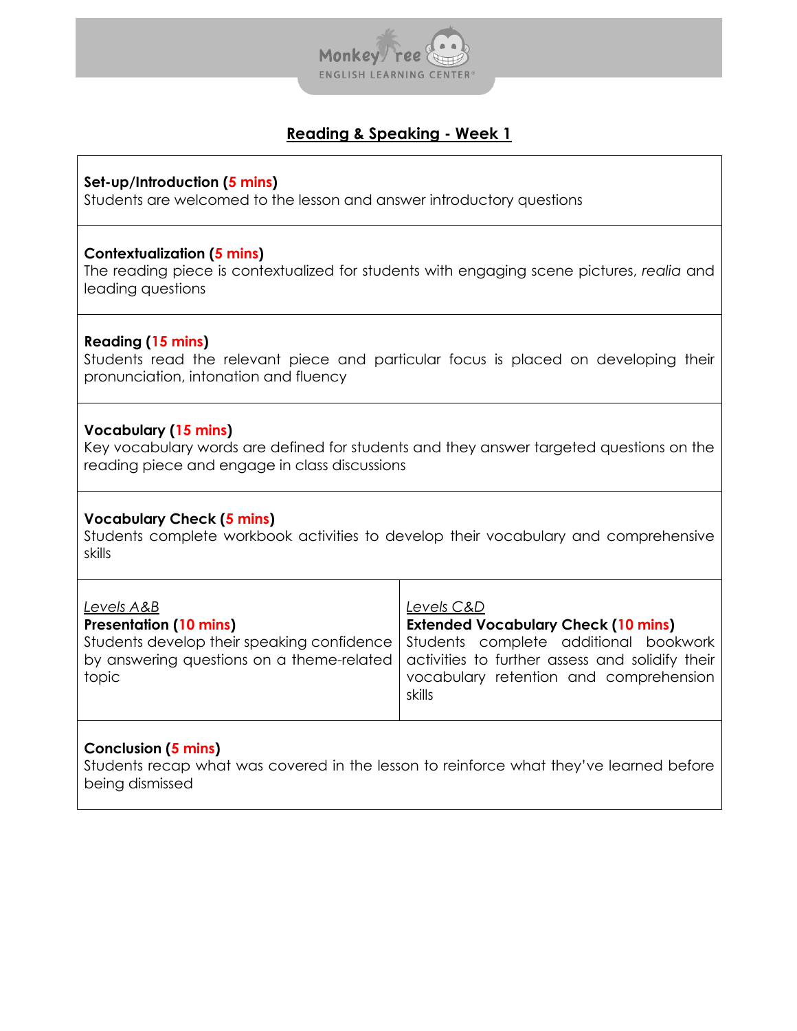## Reading & Speaking - Week 1

**Set-up/Introduction (5 mins)**
Students are welcomed to the lesson and answer introductory questions

**Contextualization (5 mins)**
The reading piece is contextualized for students with engaging scene pictures, *realia* and leading questions

**Reading (15 mins)**
Students read the relevant piece and particular focus is placed on developing their pronunciation, intonation and fluency

**Vocabulary (15 mins)**
Key vocabulary words are defined for students and they answer targeted questions on the reading piece and engage in class discussions

**Vocabulary Check (5 mins)**
Students complete workbook activities to develop their vocabulary and comprehensive skills

| *Levels A&B* | *Levels C&D* |
|---|---|
| **Presentation (10 mins)** Students develop their speaking confidence by answering questions on a theme-related topic | **Extended Vocabulary Check (10 mins)** Students complete additional bookwork activities to further assess and solidify their vocabulary retention and comprehension skills |

**Conclusion (5 mins)**
Students recap what was covered in the lesson to reinforce what they've learned before being dismissed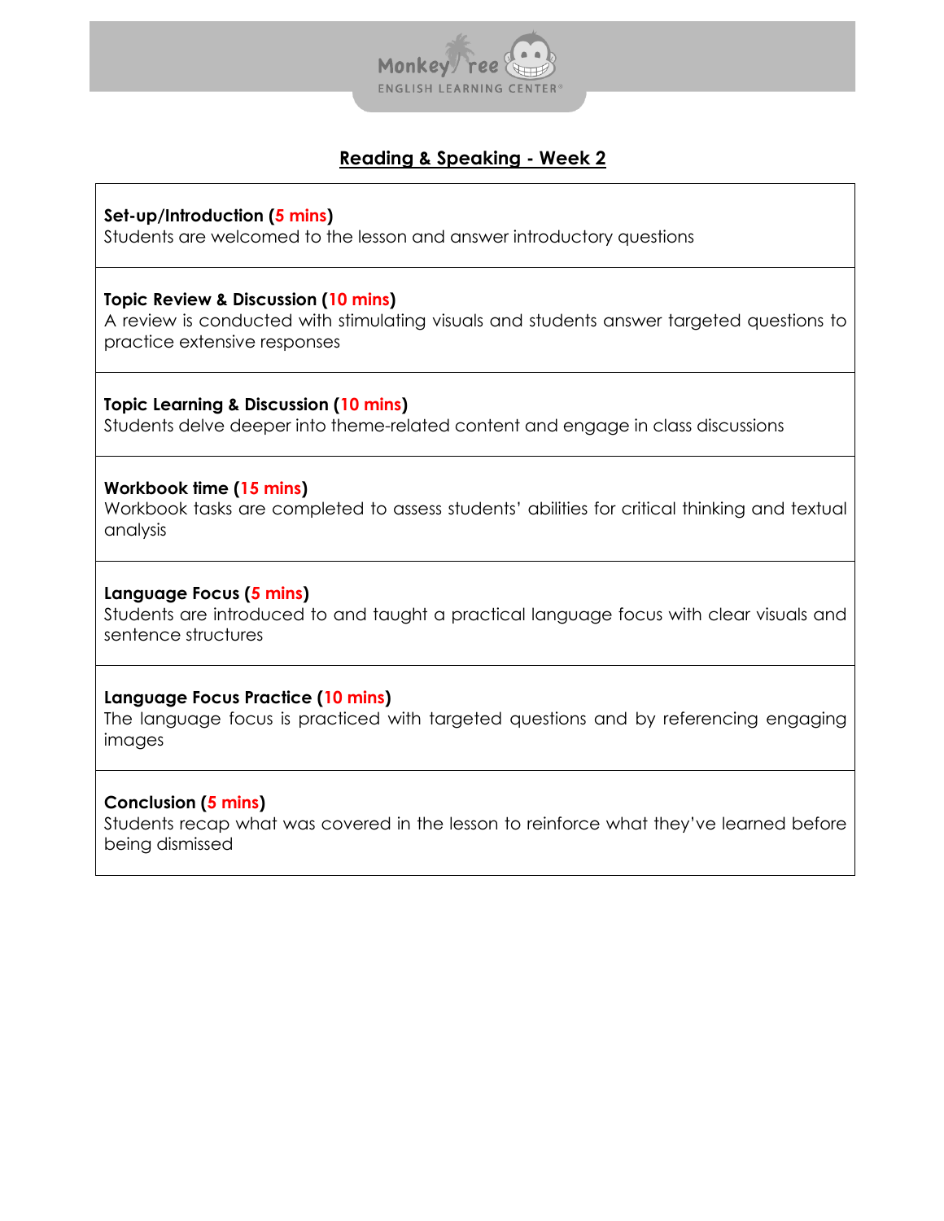## Reading & Speaking - Week 2

**Set-up/Introduction (5 mins)**
Students are welcomed to the lesson and answer introductory questions

**Topic Review & Discussion (10 mins)**
A review is conducted with stimulating visuals and students answer targeted questions to practice extensive responses

**Topic Learning & Discussion (10 mins)**
Students delve deeper into theme-related content and engage in class discussions

**Workbook time (15 mins)**
Workbook tasks are completed to assess students' abilities for critical thinking and textual analysis

**Language Focus (5 mins)**
Students are introduced to and taught a practical language focus with clear visuals and sentence structures

**Language Focus Practice (10 mins)**
The language focus is practiced with targeted questions and by referencing engaging images

**Conclusion (5 mins)**
Students recap what was covered in the lesson to reinforce what they've learned before being dismissed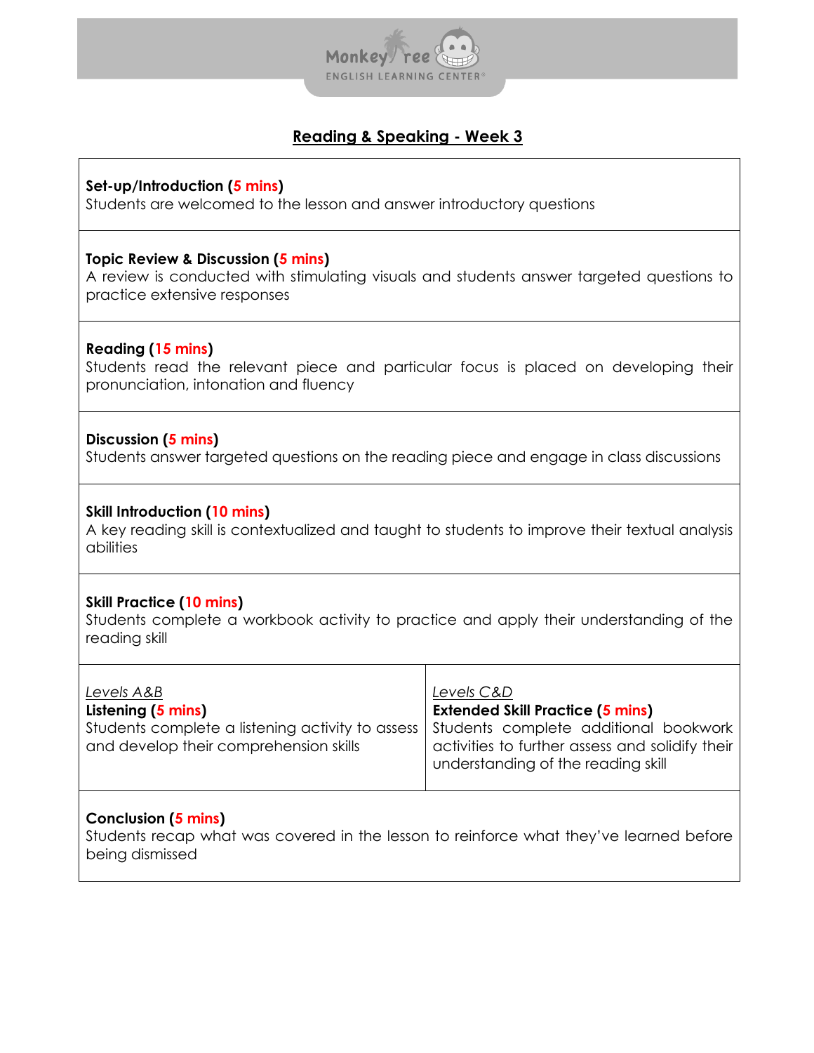# Reading & Speaking - Week 3

**Set-up/Introduction (5 mins)**
Students are welcomed to the lesson and answer introductory questions

**Topic Review & Discussion (5 mins)**
A review is conducted with stimulating visuals and students answer targeted questions to practice extensive responses

**Reading (15 mins)**
Students read the relevant piece and particular focus is placed on developing their pronunciation, intonation and fluency

**Discussion (5 mins)**
Students answer targeted questions on the reading piece and engage in class discussions

**Skill Introduction (10 mins)**
A key reading skill is contextualized and taught to students to improve their textual analysis abilities

**Skill Practice (10 mins)**
Students complete a workbook activity to practice and apply their understanding of the reading skill

| *Levels A&B* | *Levels C&D* |
|---|---|
| **Listening (5 mins)** Students complete a listening activity to assess and develop their comprehension skills | **Extended Skill Practice (5 mins)** Students complete additional bookwork activities to further assess and solidify their understanding of the reading skill |

**Conclusion (5 mins)**
Students recap what was covered in the lesson to reinforce what they've learned before being dismissed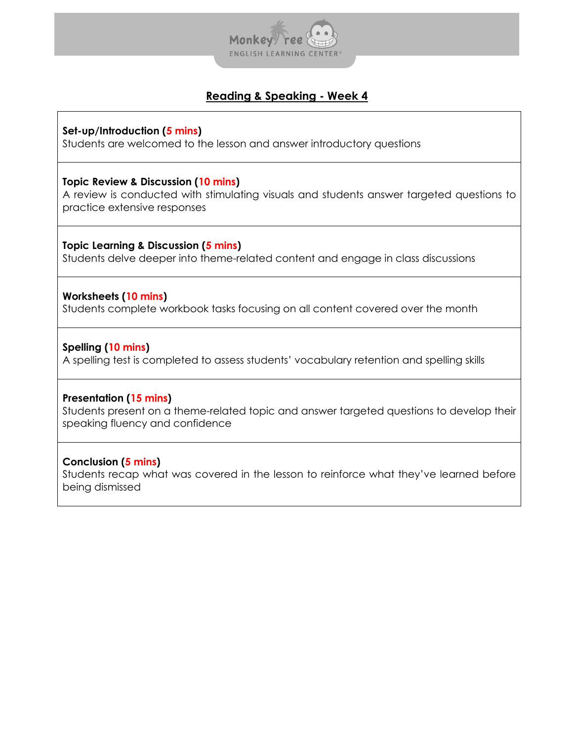## Reading & Speaking - Week 4

**Set-up/Introduction (5 mins)**
Students are welcomed to the lesson and answer introductory questions

**Topic Review & Discussion (10 mins)**
A review is conducted with stimulating visuals and students answer targeted questions to practice extensive responses

**Topic Learning & Discussion (5 mins)**
Students delve deeper into theme-related content and engage in class discussions

**Worksheets (10 mins)**
Students complete workbook tasks focusing on all content covered over the month

**Spelling (10 mins)**
A spelling test is completed to assess students' vocabulary retention and spelling skills

**Presentation (15 mins)**
Students present on a theme-related topic and answer targeted questions to develop their speaking fluency and confidence

**Conclusion (5 mins)**
Students recap what was covered in the lesson to reinforce what they've learned before being dismissed